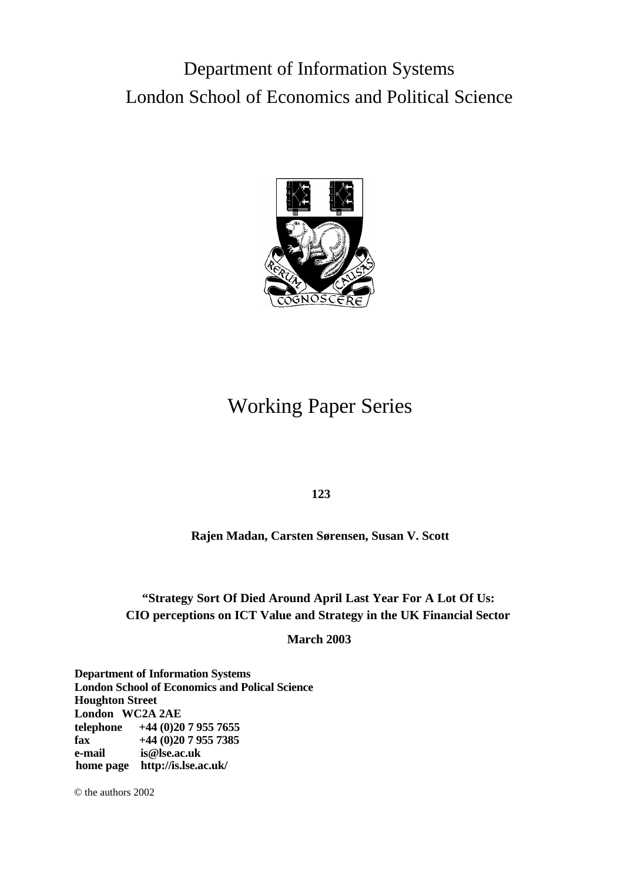# Department of Information Systems
# London School of Economics and Political Science

# Working Paper Series

**123**

**Rajen Madan, Carsten Sørensen, Susan V. Scott**

**"Strategy Sort Of Died Around April Last Year For A Lot Of Us: CIO perceptions on ICT Value and Strategy in the UK Financial Sector**

**March 2003**

**Department of Information Systems**
**London School of Economics and Polical Science**
**Houghton Street**
**London WC2A 2AE**
**telephone +44 (0)20 7 955 7655**
**fax +44 (0)20 7 955 7385**
**e-mail is@lse.ac.uk**
**home page http://is.lse.ac.uk/**

© the authors 2002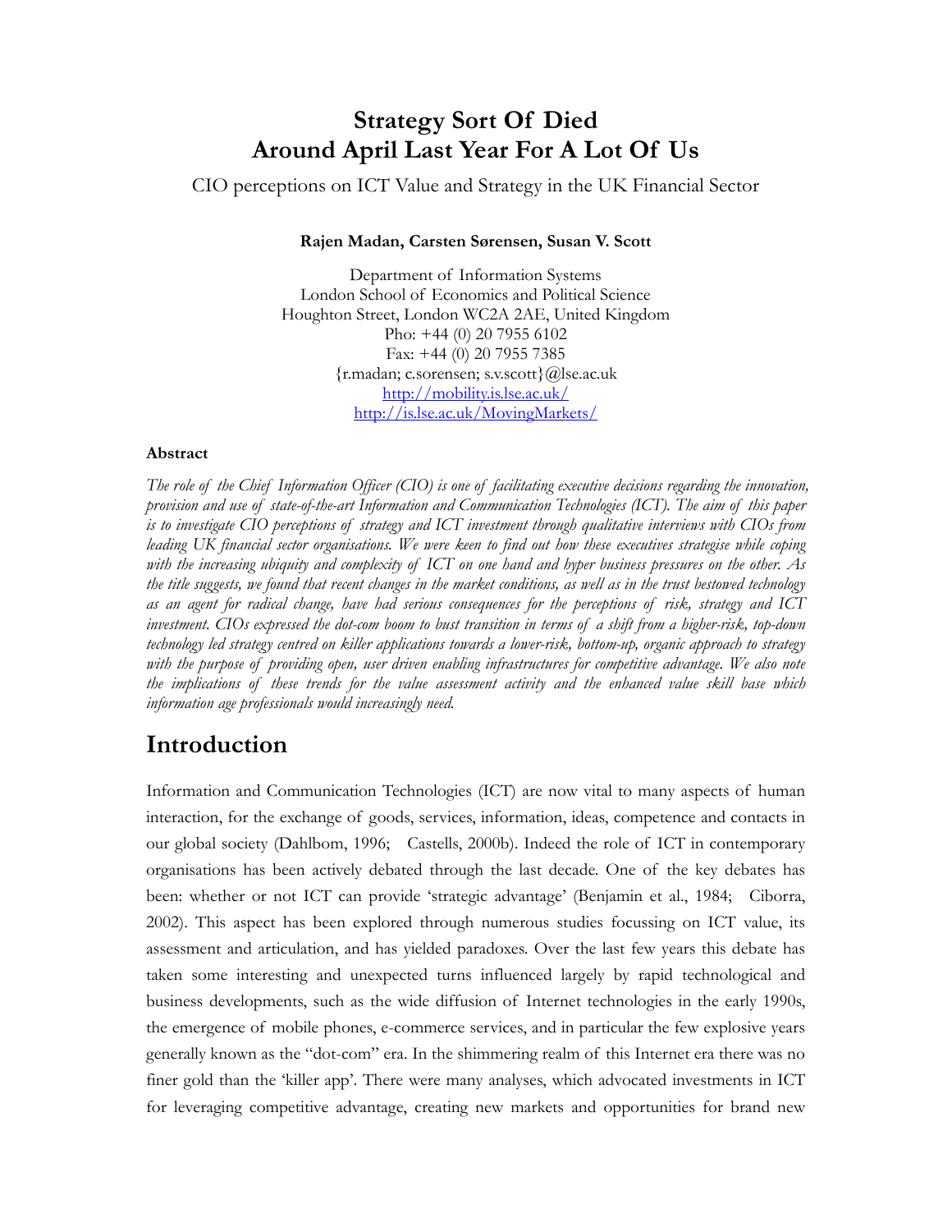# Strategy Sort Of Died Around April Last Year For A Lot Of Us

CIO perceptions on ICT Value and Strategy in the UK Financial Sector

**Rajen Madan, Carsten Sørensen, Susan V. Scott**

Department of Information Systems
London School of Economics and Political Science
Houghton Street, London WC2A 2AE, United Kingdom
Pho: +44 (0) 20 7955 6102
Fax: +44 (0) 20 7955 7385
{r.madan; c.sorensen; s.v.scott}@lse.ac.uk
http://mobility.is.lse.ac.uk/
http://is.lse.ac.uk/MovingMarkets/

### Abstract

*The role of the Chief Information Officer (CIO) is one of facilitating executive decisions regarding the innovation, provision and use of state-of-the-art Information and Communication Technologies (ICT). The aim of this paper is to investigate CIO perceptions of strategy and ICT investment through qualitative interviews with CIOs from leading UK financial sector organisations. We were keen to find out how these executives strategise while coping with the increasing ubiquity and complexity of ICT on one hand and hyper business pressures on the other. As the title suggests, we found that recent changes in the market conditions, as well as in the trust bestowed technology as an agent for radical change, have had serious consequences for the perceptions of risk, strategy and ICT investment. CIOs expressed the dot-com boom to bust transition in terms of a shift from a higher-risk, top-down technology led strategy centred on killer applications towards a lower-risk, bottom-up, organic approach to strategy with the purpose of providing open, user driven enabling infrastructures for competitive advantage. We also note the implications of these trends for the value assessment activity and the enhanced value skill base which information age professionals would increasingly need.*

## Introduction

Information and Communication Technologies (ICT) are now vital to many aspects of human interaction, for the exchange of goods, services, information, ideas, competence and contacts in our global society (Dahlbom, 1996; Castells, 2000b). Indeed the role of ICT in contemporary organisations has been actively debated through the last decade. One of the key debates has been: whether or not ICT can provide 'strategic advantage' (Benjamin et al., 1984; Ciborra, 2002). This aspect has been explored through numerous studies focussing on ICT value, its assessment and articulation, and has yielded paradoxes. Over the last few years this debate has taken some interesting and unexpected turns influenced largely by rapid technological and business developments, such as the wide diffusion of Internet technologies in the early 1990s, the emergence of mobile phones, e-commerce services, and in particular the few explosive years generally known as the "dot-com" era. In the shimmering realm of this Internet era there was no finer gold than the 'killer app'. There were many analyses, which advocated investments in ICT for leveraging competitive advantage, creating new markets and opportunities for brand new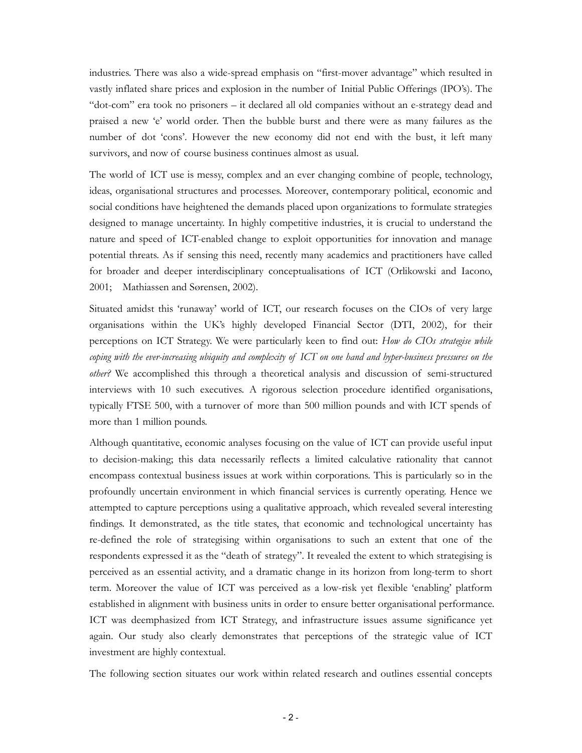industries. There was also a wide-spread emphasis on "first-mover advantage" which resulted in vastly inflated share prices and explosion in the number of Initial Public Offerings (IPO's). The "dot-com" era took no prisoners – it declared all old companies without an e-strategy dead and praised a new 'e' world order. Then the bubble burst and there were as many failures as the number of dot 'cons'. However the new economy did not end with the bust, it left many survivors, and now of course business continues almost as usual.

The world of ICT use is messy, complex and an ever changing combine of people, technology, ideas, organisational structures and processes. Moreover, contemporary political, economic and social conditions have heightened the demands placed upon organizations to formulate strategies designed to manage uncertainty. In highly competitive industries, it is crucial to understand the nature and speed of ICT-enabled change to exploit opportunities for innovation and manage potential threats. As if sensing this need, recently many academics and practitioners have called for broader and deeper interdisciplinary conceptualisations of ICT (Orlikowski and Iacono, 2001; Mathiassen and Sørensen, 2002).

Situated amidst this 'runaway' world of ICT, our research focuses on the CIOs of very large organisations within the UK's highly developed Financial Sector (DTI, 2002), for their perceptions on ICT Strategy. We were particularly keen to find out: *How do CIOs strategise while coping with the ever-increasing ubiquity and complexity of ICT on one hand and hyper-business pressures on the other?* We accomplished this through a theoretical analysis and discussion of semi-structured interviews with 10 such executives. A rigorous selection procedure identified organisations, typically FTSE 500, with a turnover of more than 500 million pounds and with ICT spends of more than 1 million pounds.

Although quantitative, economic analyses focusing on the value of ICT can provide useful input to decision-making; this data necessarily reflects a limited calculative rationality that cannot encompass contextual business issues at work within corporations. This is particularly so in the profoundly uncertain environment in which financial services is currently operating. Hence we attempted to capture perceptions using a qualitative approach, which revealed several interesting findings. It demonstrated, as the title states, that economic and technological uncertainty has re-defined the role of strategising within organisations to such an extent that one of the respondents expressed it as the "death of strategy". It revealed the extent to which strategising is perceived as an essential activity, and a dramatic change in its horizon from long-term to short term. Moreover the value of ICT was perceived as a low-risk yet flexible 'enabling' platform established in alignment with business units in order to ensure better organisational performance. ICT was deemphasized from ICT Strategy, and infrastructure issues assume significance yet again. Our study also clearly demonstrates that perceptions of the strategic value of ICT investment are highly contextual.

The following section situates our work within related research and outlines essential concepts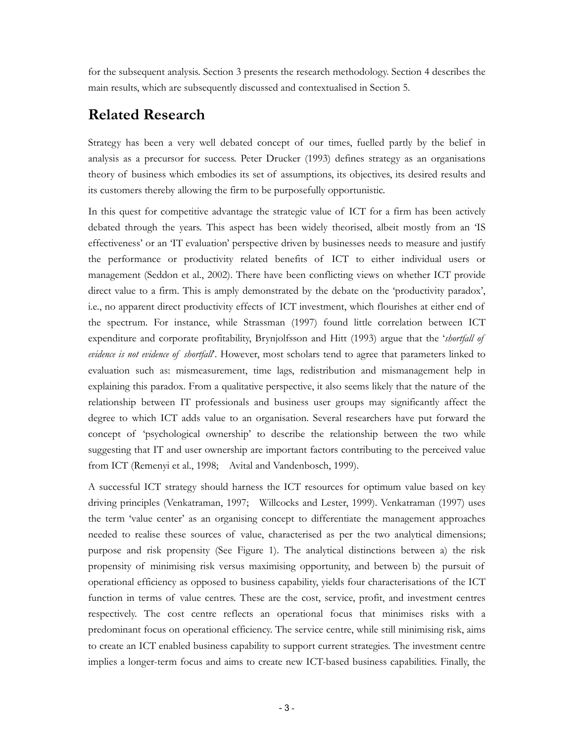for the subsequent analysis. Section 3 presents the research methodology. Section 4 describes the main results, which are subsequently discussed and contextualised in Section 5.

## Related Research

Strategy has been a very well debated concept of our times, fuelled partly by the belief in analysis as a precursor for success. Peter Drucker (1993) defines strategy as an organisations theory of business which embodies its set of assumptions, its objectives, its desired results and its customers thereby allowing the firm to be purposefully opportunistic.

In this quest for competitive advantage the strategic value of ICT for a firm has been actively debated through the years. This aspect has been widely theorised, albeit mostly from an 'IS effectiveness' or an 'IT evaluation' perspective driven by businesses needs to measure and justify the performance or productivity related benefits of ICT to either individual users or management (Seddon et al., 2002). There have been conflicting views on whether ICT provide direct value to a firm. This is amply demonstrated by the debate on the 'productivity paradox', i.e., no apparent direct productivity effects of ICT investment, which flourishes at either end of the spectrum. For instance, while Strassman (1997) found little correlation between ICT expenditure and corporate profitability, Brynjolfsson and Hitt (1993) argue that the '*shortfall of evidence is not evidence of shortfall*'. However, most scholars tend to agree that parameters linked to evaluation such as: mismeasurement, time lags, redistribution and mismanagement help in explaining this paradox. From a qualitative perspective, it also seems likely that the nature of the relationship between IT professionals and business user groups may significantly affect the degree to which ICT adds value to an organisation. Several researchers have put forward the concept of 'psychological ownership' to describe the relationship between the two while suggesting that IT and user ownership are important factors contributing to the perceived value from ICT (Remenyi et al., 1998; Avital and Vandenbosch, 1999).

A successful ICT strategy should harness the ICT resources for optimum value based on key driving principles (Venkatraman, 1997; Willcocks and Lester, 1999). Venkatraman (1997) uses the term 'value center' as an organising concept to differentiate the management approaches needed to realise these sources of value, characterised as per the two analytical dimensions; purpose and risk propensity (See Figure 1). The analytical distinctions between a) the risk propensity of minimising risk versus maximising opportunity, and between b) the pursuit of operational efficiency as opposed to business capability, yields four characterisations of the ICT function in terms of value centres. These are the cost, service, profit, and investment centres respectively. The cost centre reflects an operational focus that minimises risks with a predominant focus on operational efficiency. The service centre, while still minimising risk, aims to create an ICT enabled business capability to support current strategies. The investment centre implies a longer-term focus and aims to create new ICT-based business capabilities. Finally, the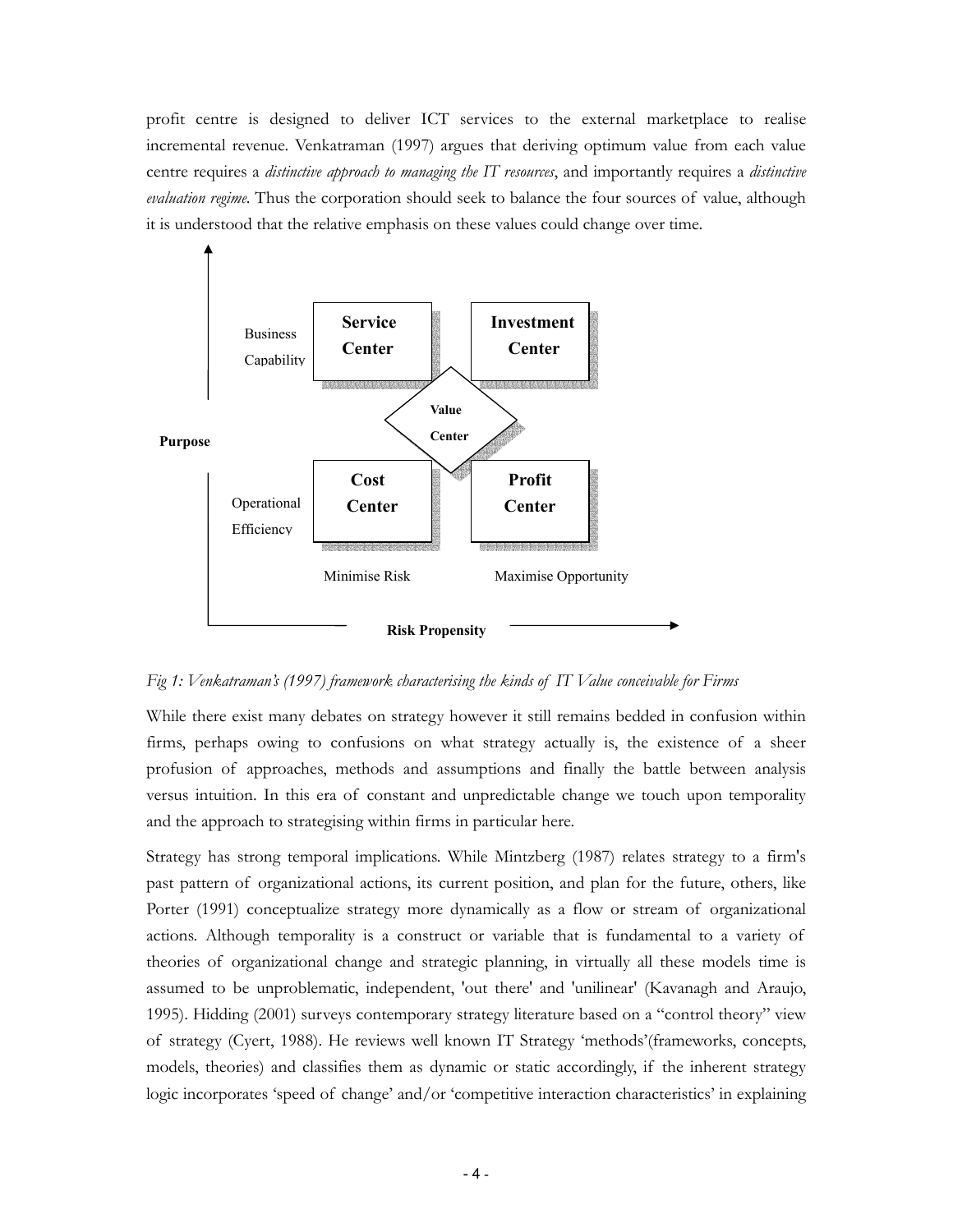profit centre is designed to deliver ICT services to the external marketplace to realise incremental revenue. Venkatraman (1997) argues that deriving optimum value from each value centre requires a *distinctive approach to managing the IT resources*, and importantly requires a *distinctive evaluation regime*. Thus the corporation should seek to balance the four sources of value, although it is understood that the relative emphasis on these values could change over time.

*Fig 1: Venkatraman's (1997) framework characterising the kinds of IT Value conceivable for Firms*

While there exist many debates on strategy however it still remains bedded in confusion within firms, perhaps owing to confusions on what strategy actually is, the existence of a sheer profusion of approaches, methods and assumptions and finally the battle between analysis versus intuition. In this era of constant and unpredictable change we touch upon temporality and the approach to strategising within firms in particular here.

Strategy has strong temporal implications. While Mintzberg (1987) relates strategy to a firm's past pattern of organizational actions, its current position, and plan for the future, others, like Porter (1991) conceptualize strategy more dynamically as a flow or stream of organizational actions. Although temporality is a construct or variable that is fundamental to a variety of theories of organizational change and strategic planning, in virtually all these models time is assumed to be unproblematic, independent, 'out there' and 'unilinear' (Kavanagh and Araujo, 1995). Hidding (2001) surveys contemporary strategy literature based on a "control theory" view of strategy (Cyert, 1988). He reviews well known IT Strategy 'methods'(frameworks, concepts, models, theories) and classifies them as dynamic or static accordingly, if the inherent strategy logic incorporates 'speed of change' and/or 'competitive interaction characteristics' in explaining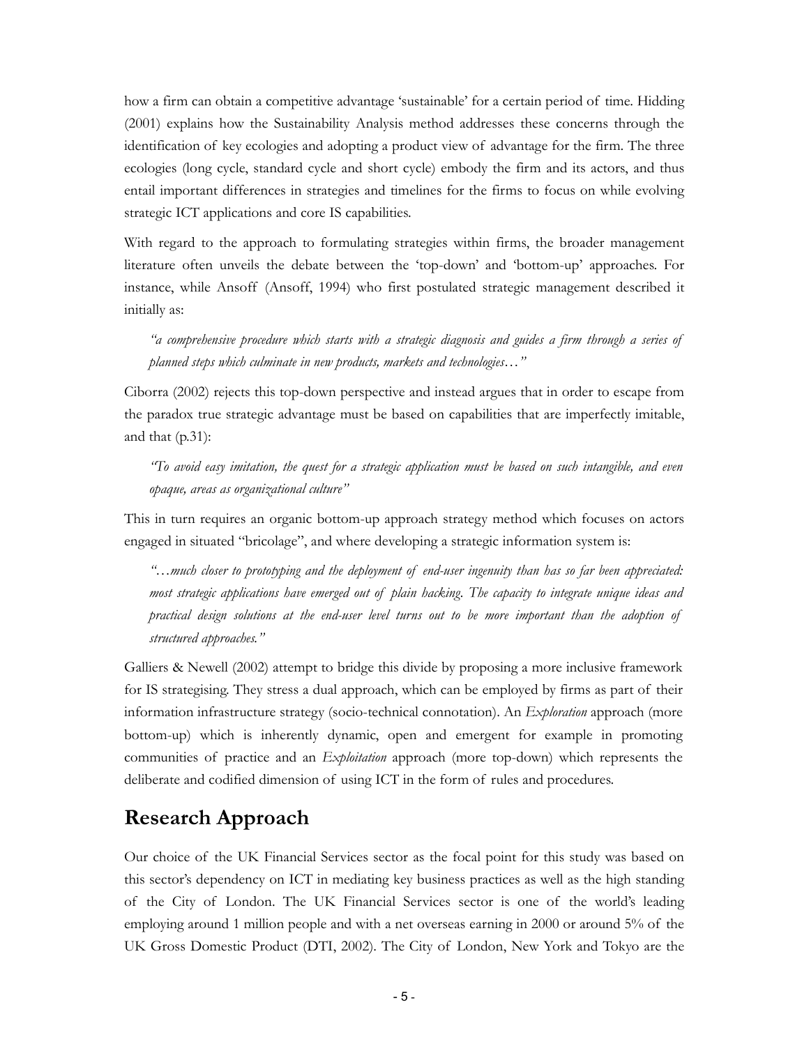how a firm can obtain a competitive advantage 'sustainable' for a certain period of time. Hidding (2001) explains how the Sustainability Analysis method addresses these concerns through the identification of key ecologies and adopting a product view of advantage for the firm. The three ecologies (long cycle, standard cycle and short cycle) embody the firm and its actors, and thus entail important differences in strategies and timelines for the firms to focus on while evolving strategic ICT applications and core IS capabilities.

With regard to the approach to formulating strategies within firms, the broader management literature often unveils the debate between the 'top-down' and 'bottom-up' approaches. For instance, while Ansoff (Ansoff, 1994) who first postulated strategic management described it initially as:

> *"a comprehensive procedure which starts with a strategic diagnosis and guides a firm through a series of planned steps which culminate in new products, markets and technologies…"*

Ciborra (2002) rejects this top-down perspective and instead argues that in order to escape from the paradox true strategic advantage must be based on capabilities that are imperfectly imitable, and that (p.31):

> *"To avoid easy imitation, the quest for a strategic application must be based on such intangible, and even opaque, areas as organizational culture"*

This in turn requires an organic bottom-up approach strategy method which focuses on actors engaged in situated "bricolage", and where developing a strategic information system is:

> *"…much closer to prototyping and the deployment of end-user ingenuity than has so far been appreciated: most strategic applications have emerged out of plain hacking. The capacity to integrate unique ideas and practical design solutions at the end-user level turns out to be more important than the adoption of structured approaches."*

Galliers & Newell (2002) attempt to bridge this divide by proposing a more inclusive framework for IS strategising. They stress a dual approach, which can be employed by firms as part of their information infrastructure strategy (socio-technical connotation). An *Exploration* approach (more bottom-up) which is inherently dynamic, open and emergent for example in promoting communities of practice and an *Exploitation* approach (more top-down) which represents the deliberate and codified dimension of using ICT in the form of rules and procedures.

## Research Approach

Our choice of the UK Financial Services sector as the focal point for this study was based on this sector's dependency on ICT in mediating key business practices as well as the high standing of the City of London. The UK Financial Services sector is one of the world's leading employing around 1 million people and with a net overseas earning in 2000 or around 5% of the UK Gross Domestic Product (DTI, 2002). The City of London, New York and Tokyo are the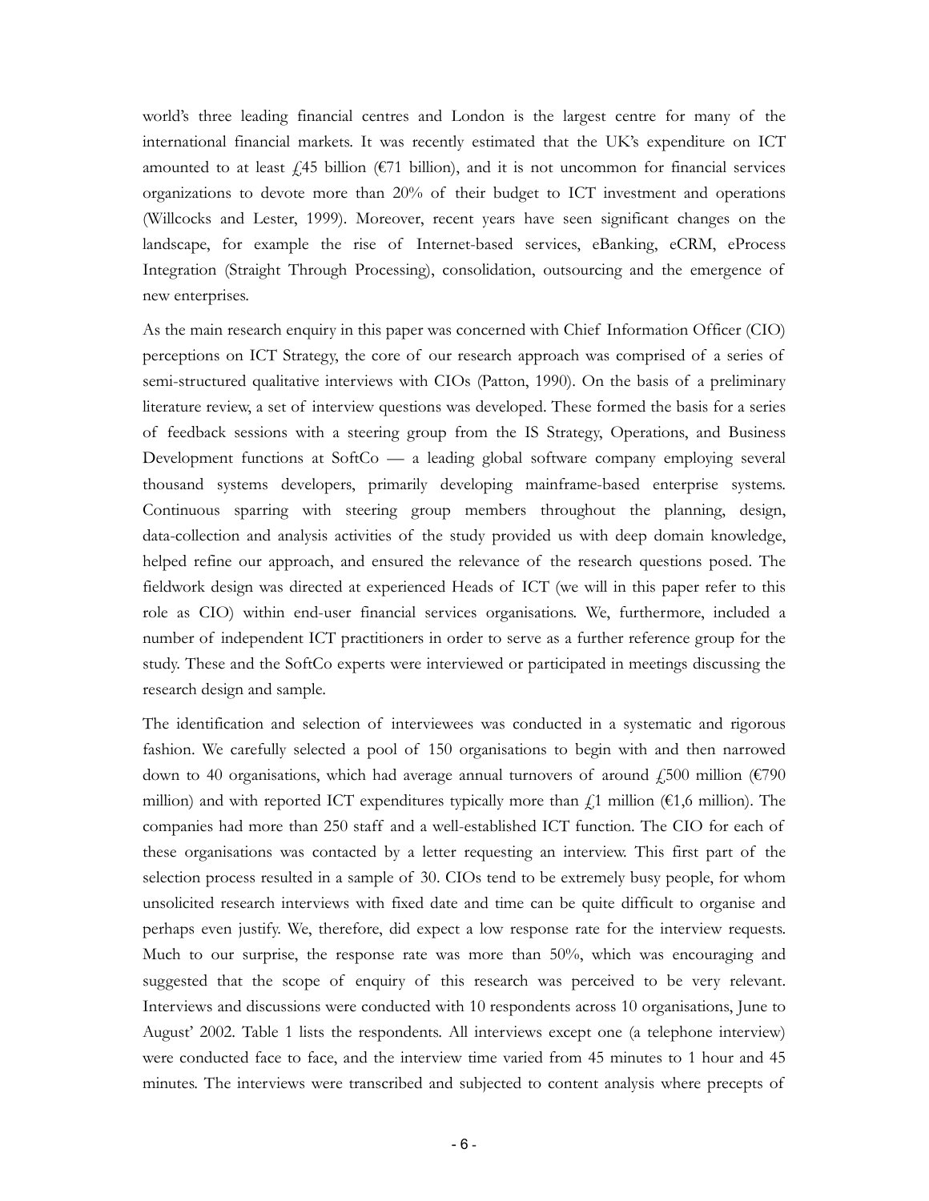world's three leading financial centres and London is the largest centre for many of the international financial markets. It was recently estimated that the UK's expenditure on ICT amounted to at least £45 billion (€71 billion), and it is not uncommon for financial services organizations to devote more than 20% of their budget to ICT investment and operations (Willcocks and Lester, 1999). Moreover, recent years have seen significant changes on the landscape, for example the rise of Internet-based services, eBanking, eCRM, eProcess Integration (Straight Through Processing), consolidation, outsourcing and the emergence of new enterprises.

As the main research enquiry in this paper was concerned with Chief Information Officer (CIO) perceptions on ICT Strategy, the core of our research approach was comprised of a series of semi-structured qualitative interviews with CIOs (Patton, 1990). On the basis of a preliminary literature review, a set of interview questions was developed. These formed the basis for a series of feedback sessions with a steering group from the IS Strategy, Operations, and Business Development functions at SoftCo — a leading global software company employing several thousand systems developers, primarily developing mainframe-based enterprise systems. Continuous sparring with steering group members throughout the planning, design, data-collection and analysis activities of the study provided us with deep domain knowledge, helped refine our approach, and ensured the relevance of the research questions posed. The fieldwork design was directed at experienced Heads of ICT (we will in this paper refer to this role as CIO) within end-user financial services organisations. We, furthermore, included a number of independent ICT practitioners in order to serve as a further reference group for the study. These and the SoftCo experts were interviewed or participated in meetings discussing the research design and sample.

The identification and selection of interviewees was conducted in a systematic and rigorous fashion. We carefully selected a pool of 150 organisations to begin with and then narrowed down to 40 organisations, which had average annual turnovers of around £500 million (€790 million) and with reported ICT expenditures typically more than £1 million (€1,6 million). The companies had more than 250 staff and a well-established ICT function. The CIO for each of these organisations was contacted by a letter requesting an interview. This first part of the selection process resulted in a sample of 30. CIOs tend to be extremely busy people, for whom unsolicited research interviews with fixed date and time can be quite difficult to organise and perhaps even justify. We, therefore, did expect a low response rate for the interview requests. Much to our surprise, the response rate was more than 50%, which was encouraging and suggested that the scope of enquiry of this research was perceived to be very relevant. Interviews and discussions were conducted with 10 respondents across 10 organisations, June to August' 2002. Table 1 lists the respondents. All interviews except one (a telephone interview) were conducted face to face, and the interview time varied from 45 minutes to 1 hour and 45 minutes. The interviews were transcribed and subjected to content analysis where precepts of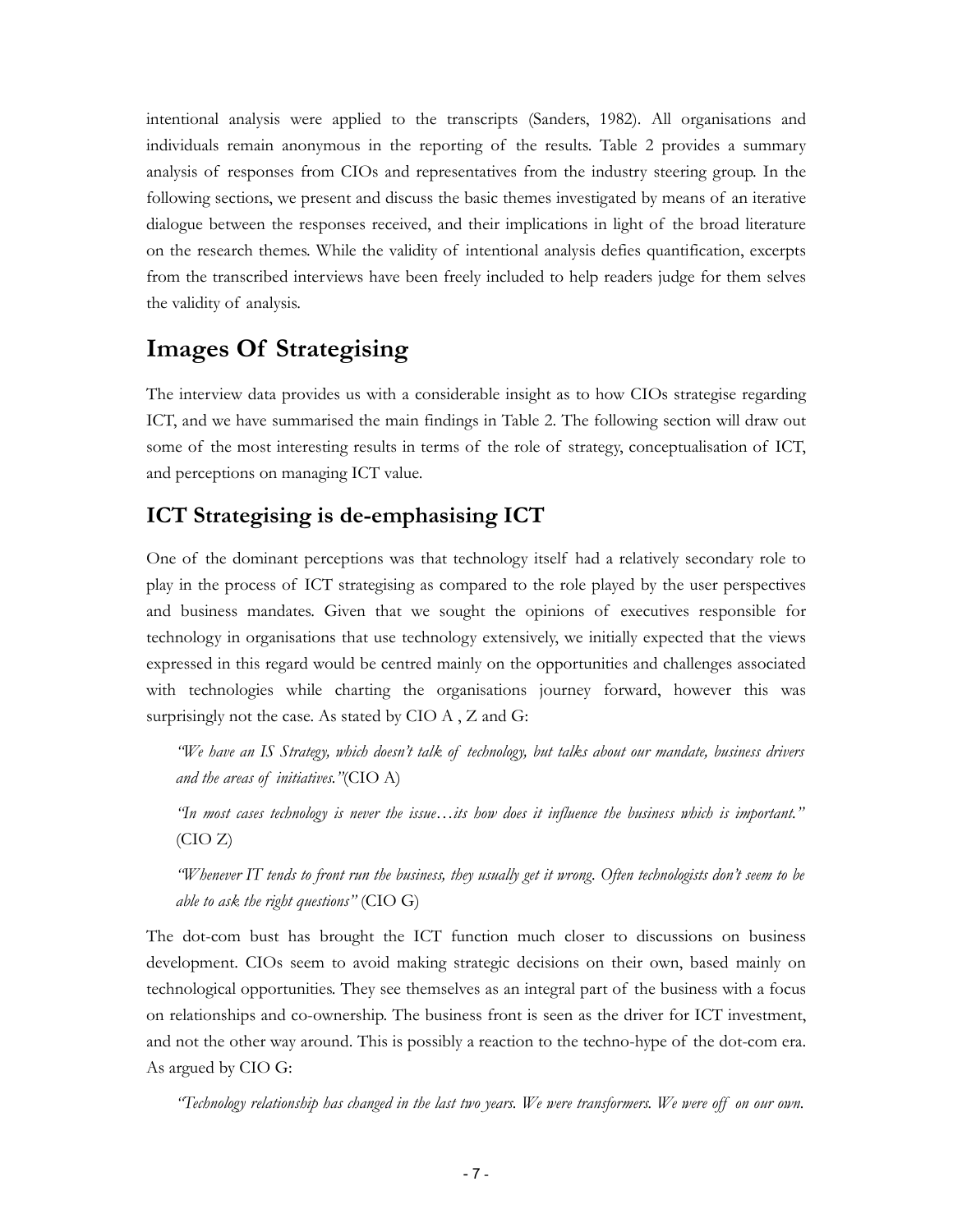intentional analysis were applied to the transcripts (Sanders, 1982). All organisations and individuals remain anonymous in the reporting of the results. Table 2 provides a summary analysis of responses from CIOs and representatives from the industry steering group. In the following sections, we present and discuss the basic themes investigated by means of an iterative dialogue between the responses received, and their implications in light of the broad literature on the research themes. While the validity of intentional analysis defies quantification, excerpts from the transcribed interviews have been freely included to help readers judge for them selves the validity of analysis.

# Images Of Strategising

The interview data provides us with a considerable insight as to how CIOs strategise regarding ICT, and we have summarised the main findings in Table 2. The following section will draw out some of the most interesting results in terms of the role of strategy, conceptualisation of ICT, and perceptions on managing ICT value.

## ICT Strategising is de-emphasising ICT

One of the dominant perceptions was that technology itself had a relatively secondary role to play in the process of ICT strategising as compared to the role played by the user perspectives and business mandates. Given that we sought the opinions of executives responsible for technology in organisations that use technology extensively, we initially expected that the views expressed in this regard would be centred mainly on the opportunities and challenges associated with technologies while charting the organisations journey forward, however this was surprisingly not the case. As stated by CIO A , Z and G:

> *"We have an IS Strategy, which doesn't talk of technology, but talks about our mandate, business drivers and the areas of initiatives."*(CIO A)
>
> *"In most cases technology is never the issue…its how does it influence the business which is important."* (CIO Z)
>
> *"Whenever IT tends to front run the business, they usually get it wrong. Often technologists don't seem to be able to ask the right questions"* (CIO G)

The dot-com bust has brought the ICT function much closer to discussions on business development. CIOs seem to avoid making strategic decisions on their own, based mainly on technological opportunities. They see themselves as an integral part of the business with a focus on relationships and co-ownership. The business front is seen as the driver for ICT investment, and not the other way around. This is possibly a reaction to the techno-hype of the dot-com era. As argued by CIO G:

> *"Technology relationship has changed in the last two years. We were transformers. We were off on our own.*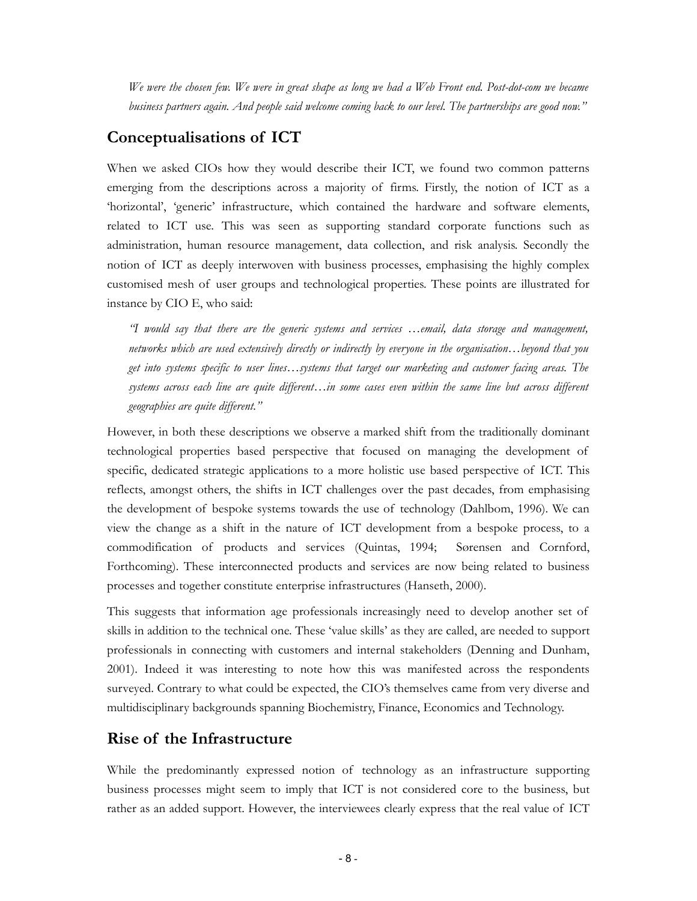*We were the chosen few. We were in great shape as long we had a Web Front end. Post-dot-com we became business partners again. And people said welcome coming back to our level. The partnerships are good now."*

## Conceptualisations of ICT

When we asked CIOs how they would describe their ICT, we found two common patterns emerging from the descriptions across a majority of firms. Firstly, the notion of ICT as a 'horizontal', 'generic' infrastructure, which contained the hardware and software elements, related to ICT use. This was seen as supporting standard corporate functions such as administration, human resource management, data collection, and risk analysis. Secondly the notion of ICT as deeply interwoven with business processes, emphasising the highly complex customised mesh of user groups and technological properties. These points are illustrated for instance by CIO E, who said:

*"I would say that there are the generic systems and services …email, data storage and management, networks which are used extensively directly or indirectly by everyone in the organisation…beyond that you get into systems specific to user lines…systems that target our marketing and customer facing areas. The systems across each line are quite different…in some cases even within the same line but across different geographies are quite different."*

However, in both these descriptions we observe a marked shift from the traditionally dominant technological properties based perspective that focused on managing the development of specific, dedicated strategic applications to a more holistic use based perspective of ICT. This reflects, amongst others, the shifts in ICT challenges over the past decades, from emphasising the development of bespoke systems towards the use of technology (Dahlbom, 1996). We can view the change as a shift in the nature of ICT development from a bespoke process, to a commodification of products and services (Quintas, 1994; Sørensen and Cornford, Forthcoming). These interconnected products and services are now being related to business processes and together constitute enterprise infrastructures (Hanseth, 2000).

This suggests that information age professionals increasingly need to develop another set of skills in addition to the technical one. These 'value skills' as they are called, are needed to support professionals in connecting with customers and internal stakeholders (Denning and Dunham, 2001). Indeed it was interesting to note how this was manifested across the respondents surveyed. Contrary to what could be expected, the CIO's themselves came from very diverse and multidisciplinary backgrounds spanning Biochemistry, Finance, Economics and Technology.

## Rise of the Infrastructure

While the predominantly expressed notion of technology as an infrastructure supporting business processes might seem to imply that ICT is not considered core to the business, but rather as an added support. However, the interviewees clearly express that the real value of ICT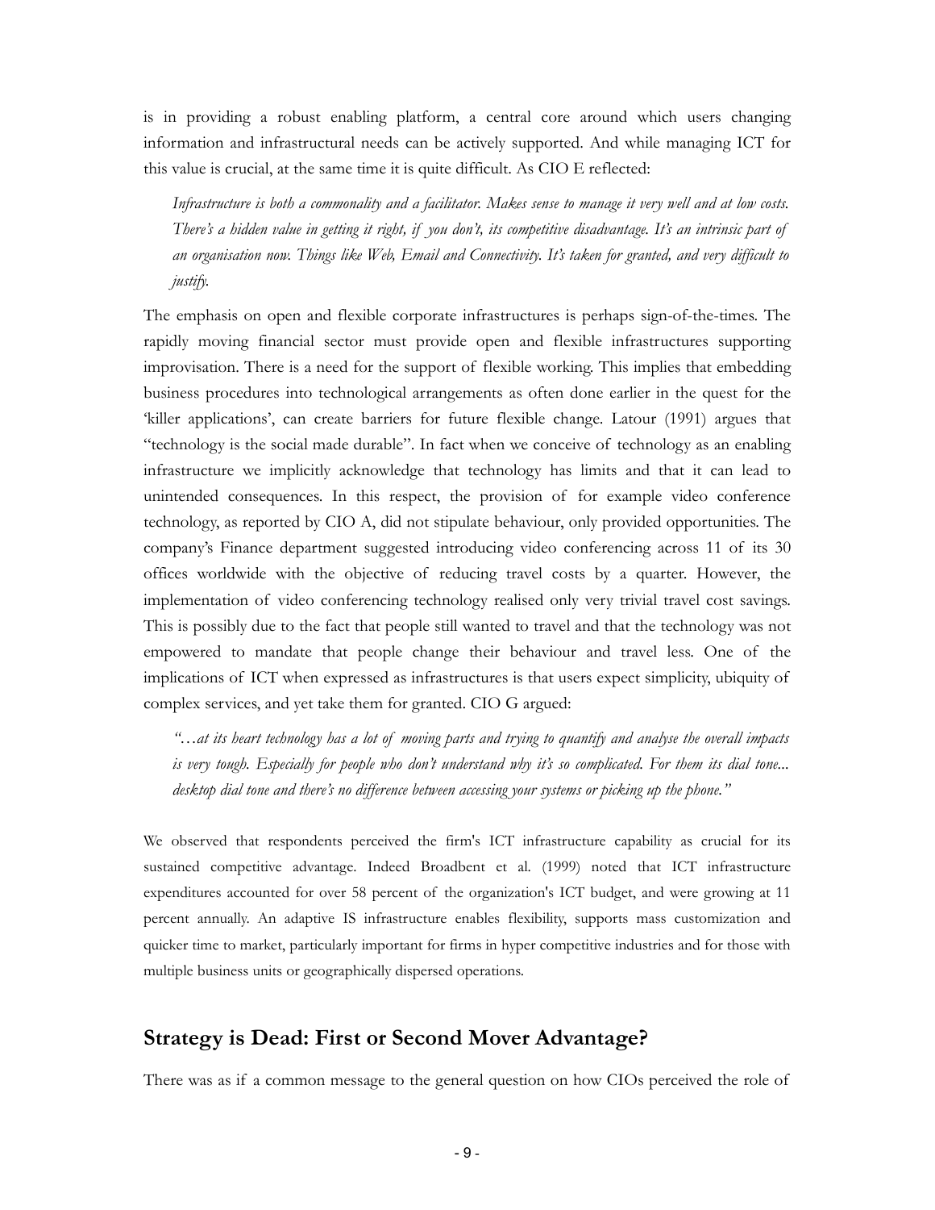is in providing a robust enabling platform, a central core around which users changing information and infrastructural needs can be actively supported. And while managing ICT for this value is crucial, at the same time it is quite difficult. As CIO E reflected:

> *Infrastructure is both a commonality and a facilitator. Makes sense to manage it very well and at low costs. There's a hidden value in getting it right, if you don't, its competitive disadvantage. It's an intrinsic part of an organisation now. Things like Web, Email and Connectivity. It's taken for granted, and very difficult to justify.*

The emphasis on open and flexible corporate infrastructures is perhaps sign-of-the-times. The rapidly moving financial sector must provide open and flexible infrastructures supporting improvisation. There is a need for the support of flexible working. This implies that embedding business procedures into technological arrangements as often done earlier in the quest for the 'killer applications', can create barriers for future flexible change. Latour (1991) argues that "technology is the social made durable". In fact when we conceive of technology as an enabling infrastructure we implicitly acknowledge that technology has limits and that it can lead to unintended consequences. In this respect, the provision of for example video conference technology, as reported by CIO A, did not stipulate behaviour, only provided opportunities. The company's Finance department suggested introducing video conferencing across 11 of its 30 offices worldwide with the objective of reducing travel costs by a quarter. However, the implementation of video conferencing technology realised only very trivial travel cost savings. This is possibly due to the fact that people still wanted to travel and that the technology was not empowered to mandate that people change their behaviour and travel less. One of the implications of ICT when expressed as infrastructures is that users expect simplicity, ubiquity of complex services, and yet take them for granted. CIO G argued:

> *"…at its heart technology has a lot of moving parts and trying to quantify and analyse the overall impacts is very tough. Especially for people who don't understand why it's so complicated. For them its dial tone... desktop dial tone and there's no difference between accessing your systems or picking up the phone."*

We observed that respondents perceived the firm's ICT infrastructure capability as crucial for its sustained competitive advantage. Indeed Broadbent et al. (1999) noted that ICT infrastructure expenditures accounted for over 58 percent of the organization's ICT budget, and were growing at 11 percent annually. An adaptive IS infrastructure enables flexibility, supports mass customization and quicker time to market, particularly important for firms in hyper competitive industries and for those with multiple business units or geographically dispersed operations.

## Strategy is Dead: First or Second Mover Advantage?

There was as if a common message to the general question on how CIOs perceived the role of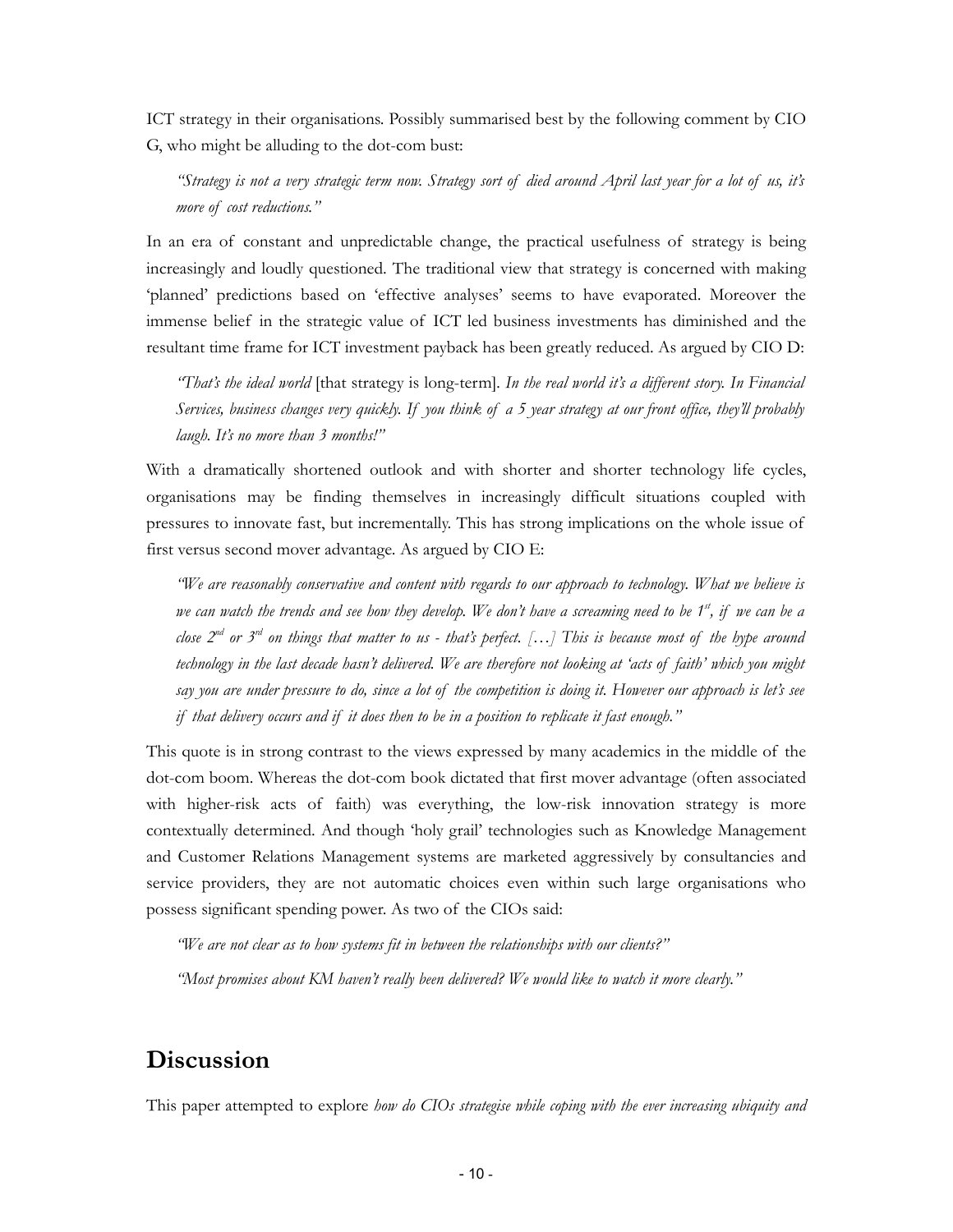ICT strategy in their organisations. Possibly summarised best by the following comment by CIO G, who might be alluding to the dot-com bust:

> *"Strategy is not a very strategic term now. Strategy sort of died around April last year for a lot of us, it's more of cost reductions."*

In an era of constant and unpredictable change, the practical usefulness of strategy is being increasingly and loudly questioned. The traditional view that strategy is concerned with making 'planned' predictions based on 'effective analyses' seems to have evaporated. Moreover the immense belief in the strategic value of ICT led business investments has diminished and the resultant time frame for ICT investment payback has been greatly reduced. As argued by CIO D:

> *"That's the ideal world* [that strategy is long-term]. *In the real world it's a different story. In Financial Services, business changes very quickly. If you think of a 5 year strategy at our front office, they'll probably laugh. It's no more than 3 months!"*

With a dramatically shortened outlook and with shorter and shorter technology life cycles, organisations may be finding themselves in increasingly difficult situations coupled with pressures to innovate fast, but incrementally. This has strong implications on the whole issue of first versus second mover advantage. As argued by CIO E:

> *"We are reasonably conservative and content with regards to our approach to technology. What we believe is we can watch the trends and see how they develop. We don't have a screaming need to be 1st, if we can be a close 2nd or 3rd on things that matter to us - that's perfect. […] This is because most of the hype around technology in the last decade hasn't delivered. We are therefore not looking at 'acts of faith' which you might say you are under pressure to do, since a lot of the competition is doing it. However our approach is let's see if that delivery occurs and if it does then to be in a position to replicate it fast enough."*

This quote is in strong contrast to the views expressed by many academics in the middle of the dot-com boom. Whereas the dot-com book dictated that first mover advantage (often associated with higher-risk acts of faith) was everything, the low-risk innovation strategy is more contextually determined. And though 'holy grail' technologies such as Knowledge Management and Customer Relations Management systems are marketed aggressively by consultancies and service providers, they are not automatic choices even within such large organisations who possess significant spending power. As two of the CIOs said:

> *"We are not clear as to how systems fit in between the relationships with our clients?"*
>
> *"Most promises about KM haven't really been delivered? We would like to watch it more clearly."*

## Discussion

This paper attempted to explore *how do CIOs strategise while coping with the ever increasing ubiquity and*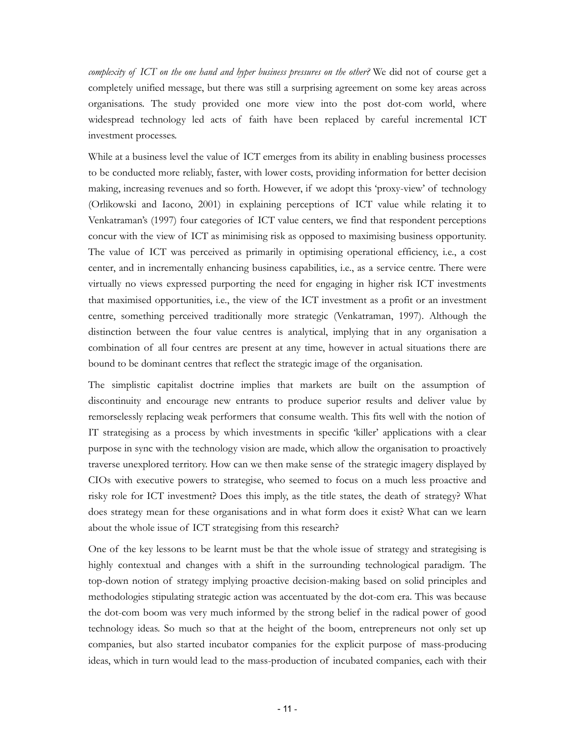*complexity of ICT on the one hand and hyper business pressures on the other?* We did not of course get a completely unified message, but there was still a surprising agreement on some key areas across organisations. The study provided one more view into the post dot-com world, where widespread technology led acts of faith have been replaced by careful incremental ICT investment processes.

While at a business level the value of ICT emerges from its ability in enabling business processes to be conducted more reliably, faster, with lower costs, providing information for better decision making, increasing revenues and so forth. However, if we adopt this 'proxy-view' of technology (Orlikowski and Iacono, 2001) in explaining perceptions of ICT value while relating it to Venkatraman's (1997) four categories of ICT value centers, we find that respondent perceptions concur with the view of ICT as minimising risk as opposed to maximising business opportunity. The value of ICT was perceived as primarily in optimising operational efficiency, i.e., a cost center, and in incrementally enhancing business capabilities, i.e., as a service centre. There were virtually no views expressed purporting the need for engaging in higher risk ICT investments that maximised opportunities, i.e., the view of the ICT investment as a profit or an investment centre, something perceived traditionally more strategic (Venkatraman, 1997). Although the distinction between the four value centres is analytical, implying that in any organisation a combination of all four centres are present at any time, however in actual situations there are bound to be dominant centres that reflect the strategic image of the organisation.

The simplistic capitalist doctrine implies that markets are built on the assumption of discontinuity and encourage new entrants to produce superior results and deliver value by remorselessly replacing weak performers that consume wealth. This fits well with the notion of IT strategising as a process by which investments in specific 'killer' applications with a clear purpose in sync with the technology vision are made, which allow the organisation to proactively traverse unexplored territory. How can we then make sense of the strategic imagery displayed by CIOs with executive powers to strategise, who seemed to focus on a much less proactive and risky role for ICT investment? Does this imply, as the title states, the death of strategy? What does strategy mean for these organisations and in what form does it exist? What can we learn about the whole issue of ICT strategising from this research?

One of the key lessons to be learnt must be that the whole issue of strategy and strategising is highly contextual and changes with a shift in the surrounding technological paradigm. The top-down notion of strategy implying proactive decision-making based on solid principles and methodologies stipulating strategic action was accentuated by the dot-com era. This was because the dot-com boom was very much informed by the strong belief in the radical power of good technology ideas. So much so that at the height of the boom, entrepreneurs not only set up companies, but also started incubator companies for the explicit purpose of mass-producing ideas, which in turn would lead to the mass-production of incubated companies, each with their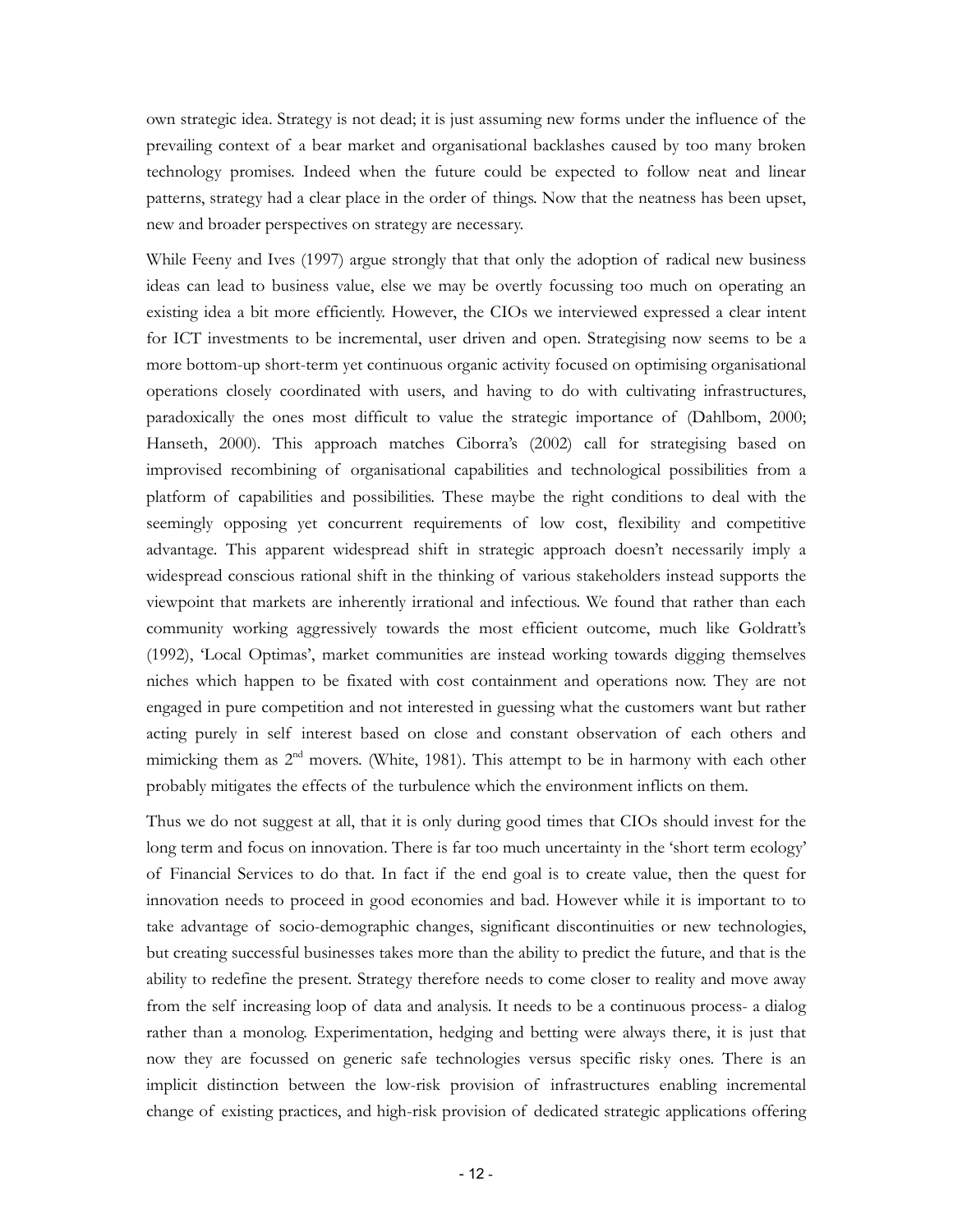own strategic idea. Strategy is not dead; it is just assuming new forms under the influence of the prevailing context of a bear market and organisational backlashes caused by too many broken technology promises. Indeed when the future could be expected to follow neat and linear patterns, strategy had a clear place in the order of things. Now that the neatness has been upset, new and broader perspectives on strategy are necessary.

While Feeny and Ives (1997) argue strongly that that only the adoption of radical new business ideas can lead to business value, else we may be overtly focussing too much on operating an existing idea a bit more efficiently. However, the CIOs we interviewed expressed a clear intent for ICT investments to be incremental, user driven and open. Strategising now seems to be a more bottom-up short-term yet continuous organic activity focused on optimising organisational operations closely coordinated with users, and having to do with cultivating infrastructures, paradoxically the ones most difficult to value the strategic importance of (Dahlbom, 2000; Hanseth, 2000). This approach matches Ciborra's (2002) call for strategising based on improvised recombining of organisational capabilities and technological possibilities from a platform of capabilities and possibilities. These maybe the right conditions to deal with the seemingly opposing yet concurrent requirements of low cost, flexibility and competitive advantage. This apparent widespread shift in strategic approach doesn't necessarily imply a widespread conscious rational shift in the thinking of various stakeholders instead supports the viewpoint that markets are inherently irrational and infectious. We found that rather than each community working aggressively towards the most efficient outcome, much like Goldratt's (1992), 'Local Optimas', market communities are instead working towards digging themselves niches which happen to be fixated with cost containment and operations now. They are not engaged in pure competition and not interested in guessing what the customers want but rather acting purely in self interest based on close and constant observation of each others and mimicking them as 2nd movers. (White, 1981). This attempt to be in harmony with each other probably mitigates the effects of the turbulence which the environment inflicts on them.

Thus we do not suggest at all, that it is only during good times that CIOs should invest for the long term and focus on innovation. There is far too much uncertainty in the 'short term ecology' of Financial Services to do that. In fact if the end goal is to create value, then the quest for innovation needs to proceed in good economies and bad. However while it is important to to take advantage of socio-demographic changes, significant discontinuities or new technologies, but creating successful businesses takes more than the ability to predict the future, and that is the ability to redefine the present. Strategy therefore needs to come closer to reality and move away from the self increasing loop of data and analysis. It needs to be a continuous process- a dialog rather than a monolog. Experimentation, hedging and betting were always there, it is just that now they are focussed on generic safe technologies versus specific risky ones. There is an implicit distinction between the low-risk provision of infrastructures enabling incremental change of existing practices, and high-risk provision of dedicated strategic applications offering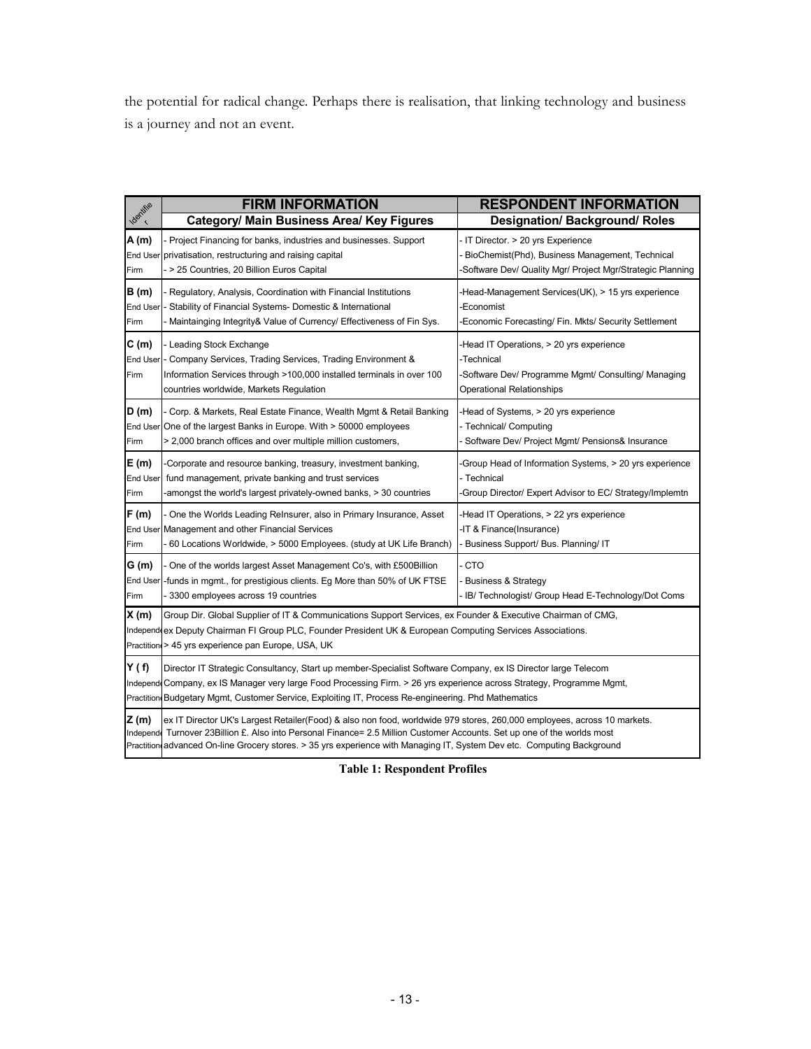the potential for radical change. Perhaps there is realisation, that linking technology and business is a journey and not an event.

| Identifier | FIRM INFORMATION<br>Category/ Main Business Area/ Key Figures | RESPONDENT INFORMATION<br>Designation/ Background/ Roles |
|---|---|---|
| **A (m)**<br>End User Firm | - Project Financing for banks, industries and businesses. Support privatisation, restructuring and raising capital<br>- > 25 Countries, 20 Billion Euros Capital | - IT Director. > 20 yrs Experience<br>- BioChemist(Phd), Business Management, Technical<br>-Software Dev/ Quality Mgr/ Project Mgr/Strategic Planning |
| **B (m)**<br>End User Firm | - Regulatory, Analysis, Coordination with Financial Institutions<br>- Stability of Financial Systems- Domestic & International<br>- Maintainging Integrity& Value of Currency/ Effectiveness of Fin Sys. | -Head-Management Services(UK), > 15 yrs experience<br>-Economist<br>-Economic Forecasting/ Fin. Mkts/ Security Settlement |
| **C (m)**<br>End User Firm | - Leading Stock Exchange<br>- Company Services, Trading Services, Trading Environment & Information Services through >100,000 installed terminals in over 100 countries worldwide, Markets Regulation | -Head IT Operations, > 20 yrs experience<br>-Technical<br>-Software Dev/ Programme Mgmt/ Consulting/ Managing Operational Relationships |
| **D (m)**<br>End User Firm | - Corp. & Markets, Real Estate Finance, Wealth Mgmt & Retail Banking One of the largest Banks in Europe. With > 50000 employees > 2,000 branch offices and over multiple million customers, | -Head of Systems, > 20 yrs experience<br>- Technical/ Computing<br>- Software Dev/ Project Mgmt/ Pensions& Insurance |
| **E (m)**<br>End User Firm | -Corporate and resource banking, treasury, investment banking, fund management, private banking and trust services<br>-amongst the world's largest privately-owned banks, > 30 countries | -Group Head of Information Systems, > 20 yrs experience<br>- Technical<br>-Group Director/ Expert Advisor to EC/ Strategy/Implemtn |
| **F (m)**<br>End User Firm | - One the Worlds Leading ReInsurer, also in Primary Insurance, Asset Management and other Financial Services<br>- 60 Locations Worldwide, > 5000 Employees. (study at UK Life Branch) | -Head IT Operations, > 22 yrs experience<br>-IT & Finance(Insurance)<br>- Business Support/ Bus. Planning/ IT |
| **G (m)**<br>End User Firm | - One of the worlds largest Asset Management Co's, with £500Billion -funds in mgmt., for prestigious clients. Eg More than 50% of UK FTSE<br>- 3300 employees across 19 countries | - CTO<br>- Business & Strategy<br>- IB/ Technologist/ Group Head E-Technology/Dot Coms |
| **X (m)**<br>Independent Practitioner | Group Dir. Global Supplier of IT & Communications Support Services, ex Founder & Executive Chairman of CMG, ex Deputy Chairman FI Group PLC, Founder President UK & European Computing Services Associations. > 45 yrs experience pan Europe, USA, UK | |
| **Y ( f)**<br>Independent Practitioner | Director IT Strategic Consultancy, Start up member-Specialist Software Company, ex IS Director large Telecom Company, ex IS Manager very large Food Processing Firm. > 26 yrs experience across Strategy, Programme Mgmt, Budgetary Mgmt, Customer Service, Exploiting IT, Process Re-engineering. Phd Mathematics | |
| **Z (m)**<br>Independent Practitioner | ex IT Director UK's Largest Retailer(Food) & also non food, worldwide 979 stores, 260,000 employees, across 10 markets. Turnover 23Billion £. Also into Personal Finance= 2.5 Million Customer Accounts. Set up one of the worlds most advanced On-line Grocery stores. > 35 yrs experience with Managing IT, System Dev etc. Computing Background | |

**Table 1: Respondent Profiles**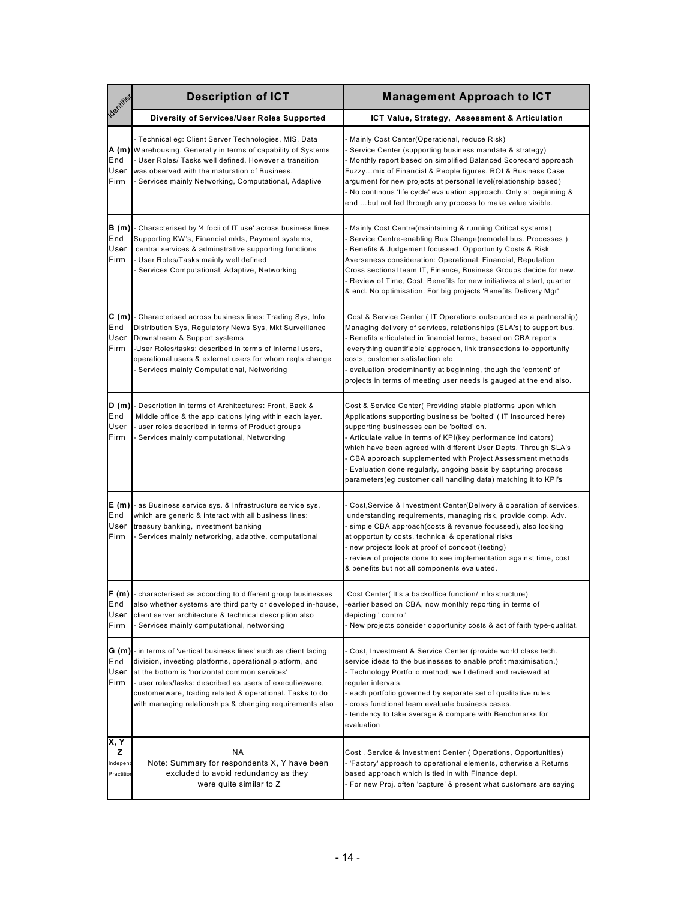| Identifier | Description of ICT | Management Approach to ICT |
|---|---|---|
| | **Diversity of Services/User Roles Supported** | **ICT Value, Strategy, Assessment & Articulation** |
| **A (m)** End User Firm | - Technical eg: Client Server Technologies, MIS, Data Warehousing. Generally in terms of capability of Systems<br>- User Roles/ Tasks well defined. However a transition was observed with the maturation of Business.<br>- Services mainly Networking, Computational, Adaptive | - Mainly Cost Center(Operational, reduce Risk)<br>- Service Center (supporting business mandate & strategy)<br>- Monthly report based on simplified Balanced Scorecard approach Fuzzy…mix of Financial & People figures. ROI & Business Case argument for new projects at personal level(relationship based)<br>- No continous 'life cycle' evaluation approach. Only at beginning & end …but not fed through any process to make value visible. |
| **B (m)** End User Firm | - Characterised by '4 focii of IT use' across business lines Supporting KW's, Financial mkts, Payment systems, central services & adminstrative supporting functions<br>- User Roles/Tasks mainly well defined<br>- Services Computational, Adaptive, Networking | - Mainly Cost Centre(maintaining & running Critical systems)<br>- Service Centre-enabling Bus Change(remodel bus. Processes )<br>- Benefits & Judgement focussed. Opportunity Costs & Risk Averseness consideration: Operational, Financial, Reputation Cross sectional team IT, Finance, Business Groups decide for new.<br>- Review of Time, Cost, Benefits for new initiatives at start, quarter & end. No optimisation. For big projects 'Benefits Delivery Mgr' |
| **C (m)** End User Firm | - Characterised across business lines: Trading Sys, Info. Distribution Sys, Regulatory News Sys, Mkt Surveillance Downstream & Support systems<br>-User Roles/tasks: described in terms of Internal users, operational users & external users for whom reqts change<br>- Services mainly Computational, Networking | Cost & Service Center ( IT Operations outsourced as a partnership) Managing delivery of services, relationships (SLA's) to support bus.<br>- Benefits articulated in financial terms, based on CBA reports everything quantifiable' approach, link transactions to opportunity costs, customer satisfaction etc<br>- evaluation predominantly at beginning, though the 'content' of projects in terms of meeting user needs is gauged at the end also. |
| **D (m)** End User Firm | - Description in terms of Architectures: Front, Back & Middle office & the applications lying within each layer.<br>- user roles described in terms of Product groups<br>- Services mainly computational, Networking | Cost & Service Center( Providing stable platforms upon which Applications supporting business be 'bolted' ( IT Insourced here) supporting businesses can be 'bolted' on.<br>- Articulate value in terms of KPI(key performance indicators) which have been agreed with different User Depts. Through SLA's<br>- CBA approach supplemented with Project Assessment methods<br>- Evaluation done regularly, ongoing basis by capturing process parameters(eg customer call handling data) matching it to KPI's |
| **E (m)** End User Firm | - as Business service sys. & Infrastructure service sys, which are generic & interact with all business lines: treasury banking, investment banking<br>- Services mainly networking, adaptive, computational | - Cost,Service & Investment Center(Delivery & operation of services, understanding requirements, managing risk, provide comp. Adv.<br>- simple CBA approach(costs & revenue focussed), also looking at opportunity costs, technical & operational risks<br>- new projects look at proof of concept (testing)<br>- review of projects done to see implementation against time, cost & benefits but not all components evaluated. |
| **F (m)** End User Firm | - characterised as according to different group businesses also whether systems are third party or developed in-house, client server architecture & technical description also<br>- Services mainly computational, networking | Cost Center( It's a backoffice function/ infrastructure)<br>-earlier based on CBA, now monthly reporting in terms of depicting ' control'<br>- New projects consider opportunity costs & act of faith type-qualitat. |
| **G (m)** End User Firm | - in terms of 'vertical business lines' such as client facing division, investing platforms, operational platform, and at the bottom is 'horizontal common services'<br>- user roles/tasks: described as users of executiveware, customerware, trading related & operational. Tasks to do with managing relationships & changing requirements also | - Cost, Investment & Service Center (provide world class tech. service ideas to the businesses to enable profit maximisation.)<br>- Technology Portfolio method, well defined and reviewed at regular intervals.<br>- each portfolio governed by separate set of qualitative rules<br>- cross functional team evaluate business cases.<br>- tendency to take average & compare with Benchmarks for evaluation |
| **X, Y Z** Independ Practition | NA<br>Note: Summary for respondents X, Y have been excluded to avoid redundancy as they were quite similar to Z | Cost , Service & Investment Center ( Operations, Opportunities)<br>- 'Factory' approach to operational elements, otherwise a Returns based approach which is tied in with Finance dept.<br>- For new Proj. often 'capture' & present what customers are saying |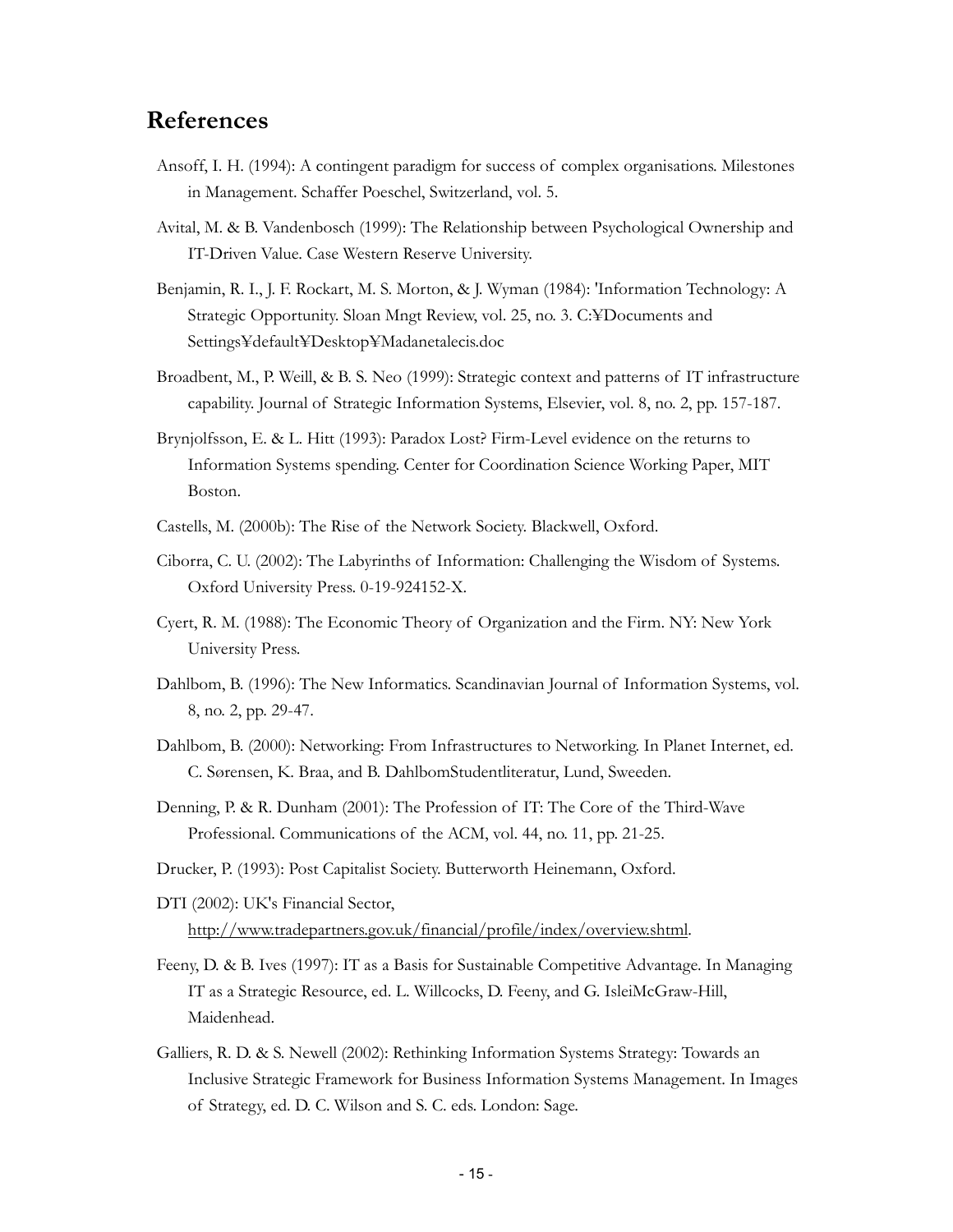## References

Ansoff, I. H. (1994): A contingent paradigm for success of complex organisations. Milestones in Management. Schaffer Poeschel, Switzerland, vol. 5.

Avital, M. & B. Vandenbosch (1999): The Relationship between Psychological Ownership and IT-Driven Value. Case Western Reserve University.

Benjamin, R. I., J. F. Rockart, M. S. Morton, & J. Wyman (1984): 'Information Technology: A Strategic Opportunity. Sloan Mngt Review, vol. 25, no. 3. C:¥Documents and Settings¥default¥Desktop¥Madanetalecis.doc

Broadbent, M., P. Weill, & B. S. Neo (1999): Strategic context and patterns of IT infrastructure capability. Journal of Strategic Information Systems, Elsevier, vol. 8, no. 2, pp. 157-187.

Brynjolfsson, E. & L. Hitt (1993): Paradox Lost? Firm-Level evidence on the returns to Information Systems spending. Center for Coordination Science Working Paper, MIT Boston.

Castells, M. (2000b): The Rise of the Network Society. Blackwell, Oxford.

Ciborra, C. U. (2002): The Labyrinths of Information: Challenging the Wisdom of Systems. Oxford University Press. 0-19-924152-X.

Cyert, R. M. (1988): The Economic Theory of Organization and the Firm. NY: New York University Press.

Dahlbom, B. (1996): The New Informatics. Scandinavian Journal of Information Systems, vol. 8, no. 2, pp. 29-47.

Dahlbom, B. (2000): Networking: From Infrastructures to Networking. In Planet Internet, ed. C. Sørensen, K. Braa, and B. DahlbomStudentliteratur, Lund, Sweeden.

Denning, P. & R. Dunham (2001): The Profession of IT: The Core of the Third-Wave Professional. Communications of the ACM, vol. 44, no. 11, pp. 21-25.

Drucker, P. (1993): Post Capitalist Society. Butterworth Heinemann, Oxford.

DTI (2002): UK's Financial Sector, http://www.tradepartners.gov.uk/financial/profile/index/overview.shtml.

Feeny, D. & B. Ives (1997): IT as a Basis for Sustainable Competitive Advantage. In Managing IT as a Strategic Resource, ed. L. Willcocks, D. Feeny, and G. IsleiMcGraw-Hill, Maidenhead.

Galliers, R. D. & S. Newell (2002): Rethinking Information Systems Strategy: Towards an Inclusive Strategic Framework for Business Information Systems Management. In Images of Strategy, ed. D. C. Wilson and S. C. eds. London: Sage.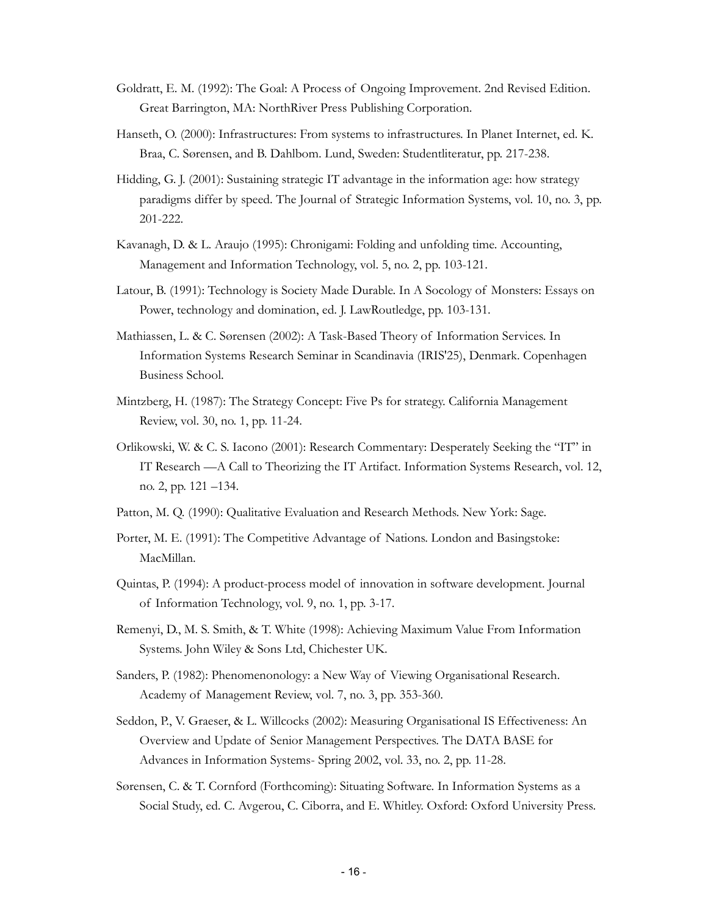Goldratt, E. M. (1992): The Goal: A Process of Ongoing Improvement. 2nd Revised Edition. Great Barrington, MA: NorthRiver Press Publishing Corporation.

Hanseth, O. (2000): Infrastructures: From systems to infrastructures. In Planet Internet, ed. K. Braa, C. Sørensen, and B. Dahlbom. Lund, Sweden: Studentliteratur, pp. 217-238.

Hidding, G. J. (2001): Sustaining strategic IT advantage in the information age: how strategy paradigms differ by speed. The Journal of Strategic Information Systems, vol. 10, no. 3, pp. 201-222.

Kavanagh, D. & L. Araujo (1995): Chronigami: Folding and unfolding time. Accounting, Management and Information Technology, vol. 5, no. 2, pp. 103-121.

Latour, B. (1991): Technology is Society Made Durable. In A Socology of Monsters: Essays on Power, technology and domination, ed. J. LawRoutledge, pp. 103-131.

Mathiassen, L. & C. Sørensen (2002): A Task-Based Theory of Information Services. In Information Systems Research Seminar in Scandinavia (IRIS'25), Denmark. Copenhagen Business School.

Mintzberg, H. (1987): The Strategy Concept: Five Ps for strategy. California Management Review, vol. 30, no. 1, pp. 11-24.

Orlikowski, W. & C. S. Iacono (2001): Research Commentary: Desperately Seeking the "IT" in IT Research —A Call to Theorizing the IT Artifact. Information Systems Research, vol. 12, no. 2, pp. 121 –134.

Patton, M. Q. (1990): Qualitative Evaluation and Research Methods. New York: Sage.

Porter, M. E. (1991): The Competitive Advantage of Nations. London and Basingstoke: MacMillan.

Quintas, P. (1994): A product-process model of innovation in software development. Journal of Information Technology, vol. 9, no. 1, pp. 3-17.

Remenyi, D., M. S. Smith, & T. White (1998): Achieving Maximum Value From Information Systems. John Wiley & Sons Ltd, Chichester UK.

Sanders, P. (1982): Phenomenonology: a New Way of Viewing Organisational Research. Academy of Management Review, vol. 7, no. 3, pp. 353-360.

Seddon, P., V. Graeser, & L. Willcocks (2002): Measuring Organisational IS Effectiveness: An Overview and Update of Senior Management Perspectives. The DATA BASE for Advances in Information Systems- Spring 2002, vol. 33, no. 2, pp. 11-28.

Sørensen, C. & T. Cornford (Forthcoming): Situating Software. In Information Systems as a Social Study, ed. C. Avgerou, C. Ciborra, and E. Whitley. Oxford: Oxford University Press.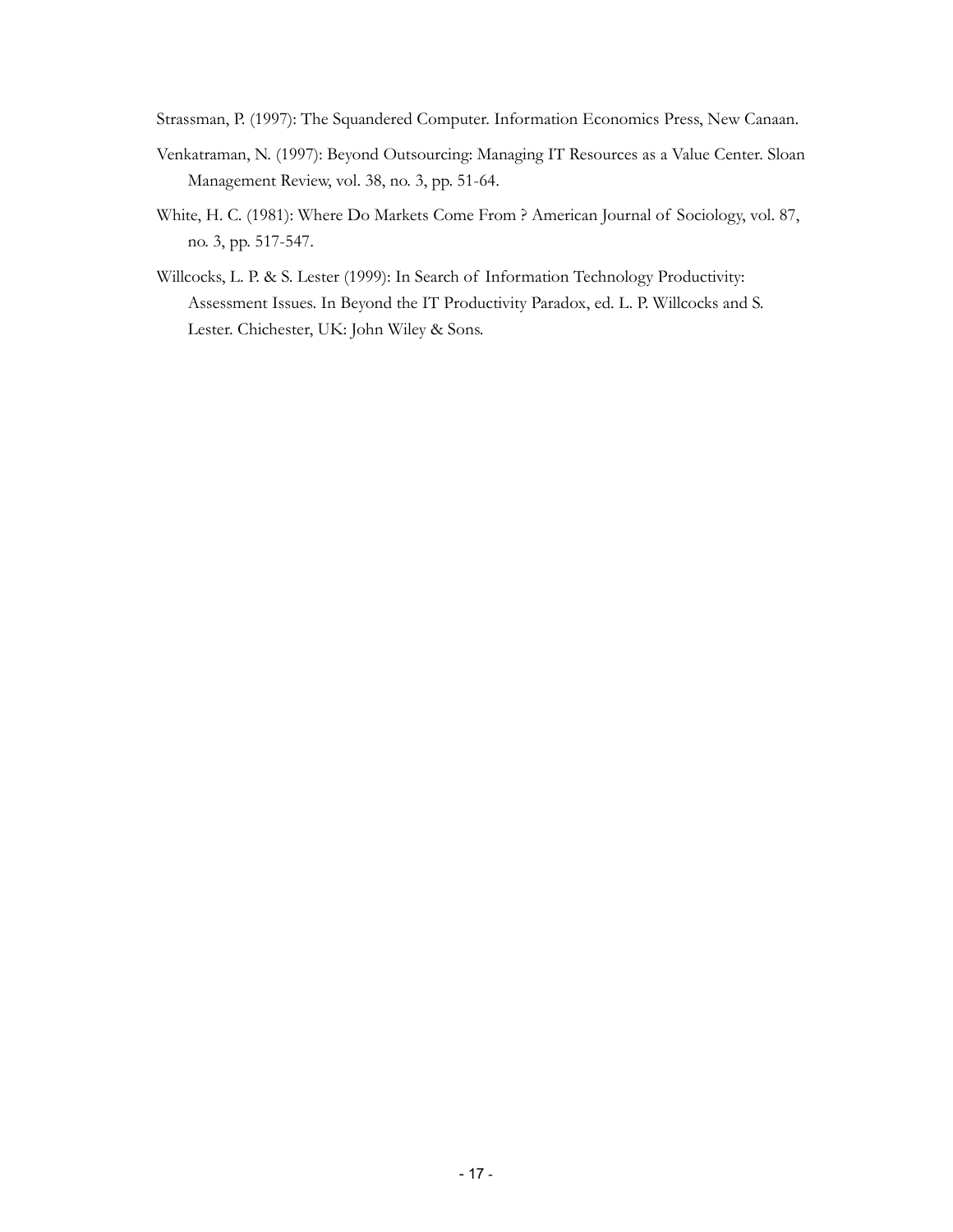Strassman, P. (1997): The Squandered Computer. Information Economics Press, New Canaan.

Venkatraman, N. (1997): Beyond Outsourcing: Managing IT Resources as a Value Center. Sloan Management Review, vol. 38, no. 3, pp. 51-64.

White, H. C. (1981): Where Do Markets Come From ? American Journal of Sociology, vol. 87, no. 3, pp. 517-547.

Willcocks, L. P. & S. Lester (1999): In Search of Information Technology Productivity: Assessment Issues. In Beyond the IT Productivity Paradox, ed. L. P. Willcocks and S. Lester. Chichester, UK: John Wiley & Sons.